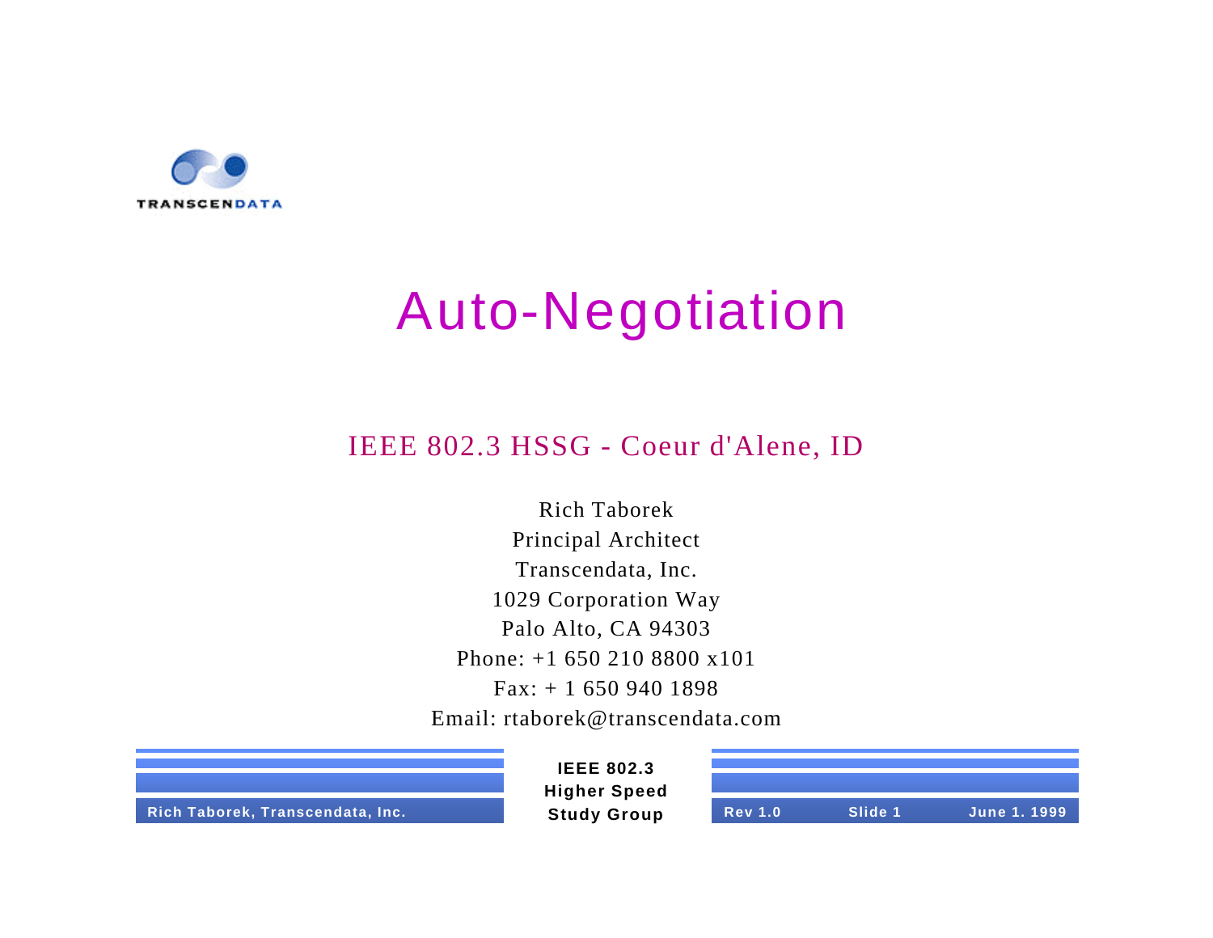# Auto-Negotiation

IEEE 802.3 HSSG - Coeur d'Alene, ID

Rich Taborek
Principal Architect
Transcendata, Inc.
1029 Corporation Way
Palo Alto, CA 94303
Phone: +1 650 210 8800 x101
Fax: + 1 650 940 1898
Email: rtaborek@transcendata.com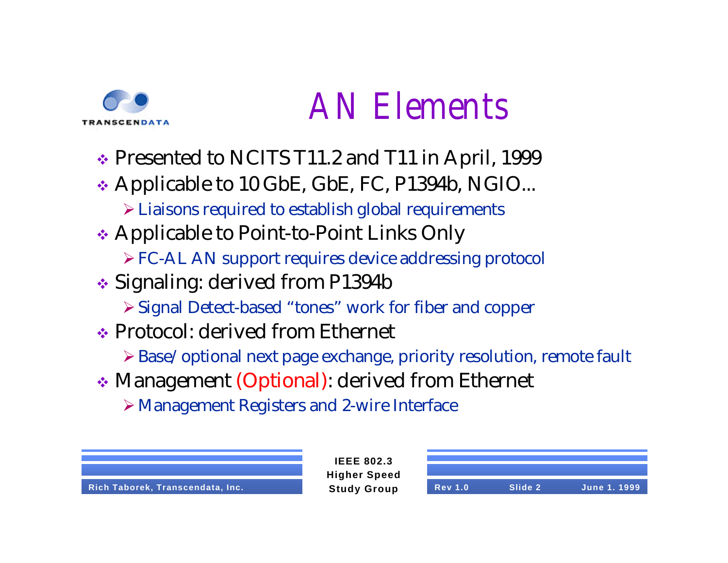# AN Elements

- Presented to NCITS T11.2 and T11 in April, 1999
- Applicable to 10 GbE, GbE, FC, P1394b, NGIO...
  - Liaisons required to establish global requirements
- Applicable to Point-to-Point Links Only
  - FC-AL AN support requires device addressing protocol
- Signaling: derived from P1394b
  - Signal Detect-based "tones" work for fiber and copper
- Protocol: derived from Ethernet
  - Base/optional next page exchange, priority resolution, remote fault
- Management (Optional): derived from Ethernet
  - Management Registers and 2-wire Interface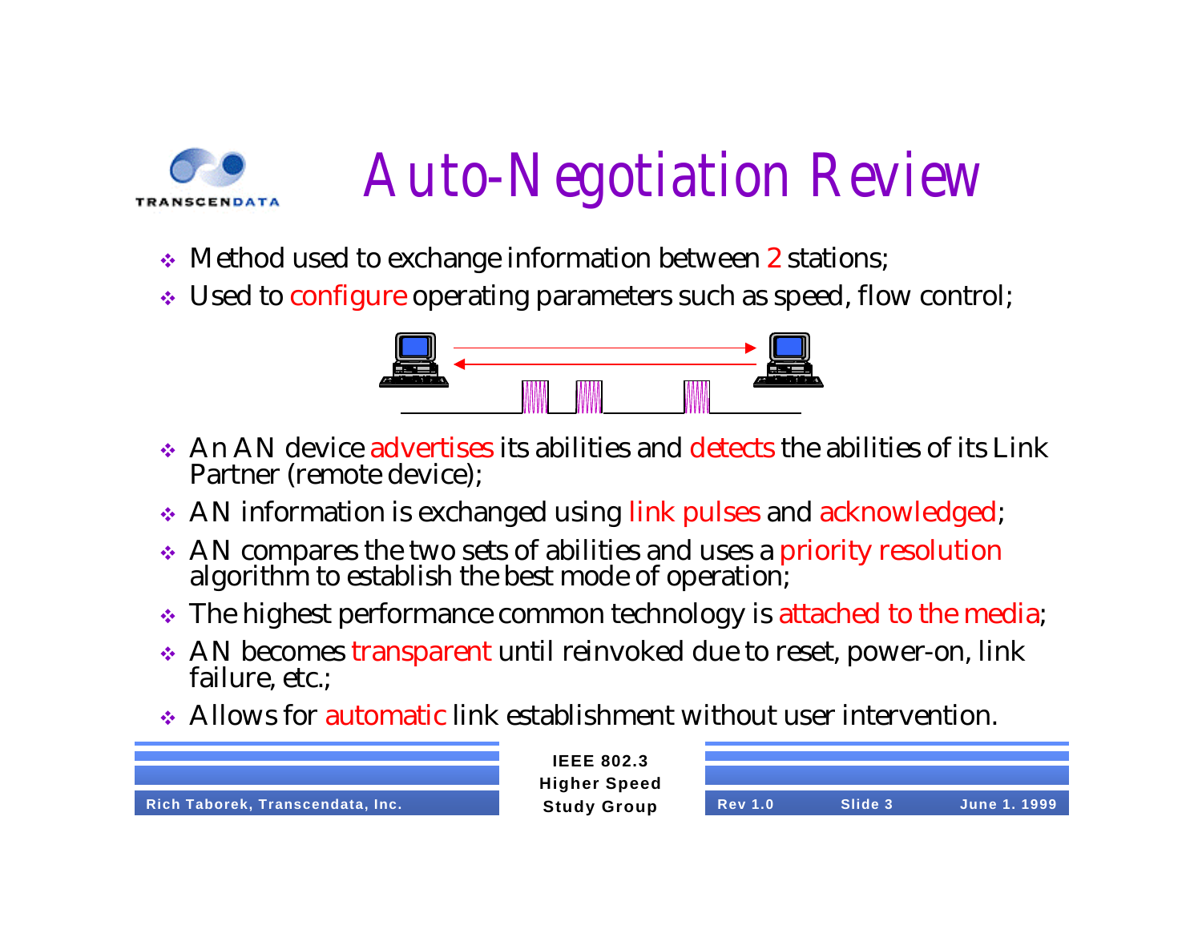# Auto-Negotiation Review

- Method used to exchange information between 2 stations;
- Used to configure operating parameters such as speed, flow control;
- An AN device advertises its abilities and detects the abilities of its Link Partner (remote device);
- AN information is exchanged using link pulses and acknowledged;
- AN compares the two sets of abilities and uses a priority resolution algorithm to establish the best mode of operation;
- The highest performance common technology is attached to the media;
- AN becomes transparent until reinvoked due to reset, power-on, link failure, etc.;
- Allows for automatic link establishment without user intervention.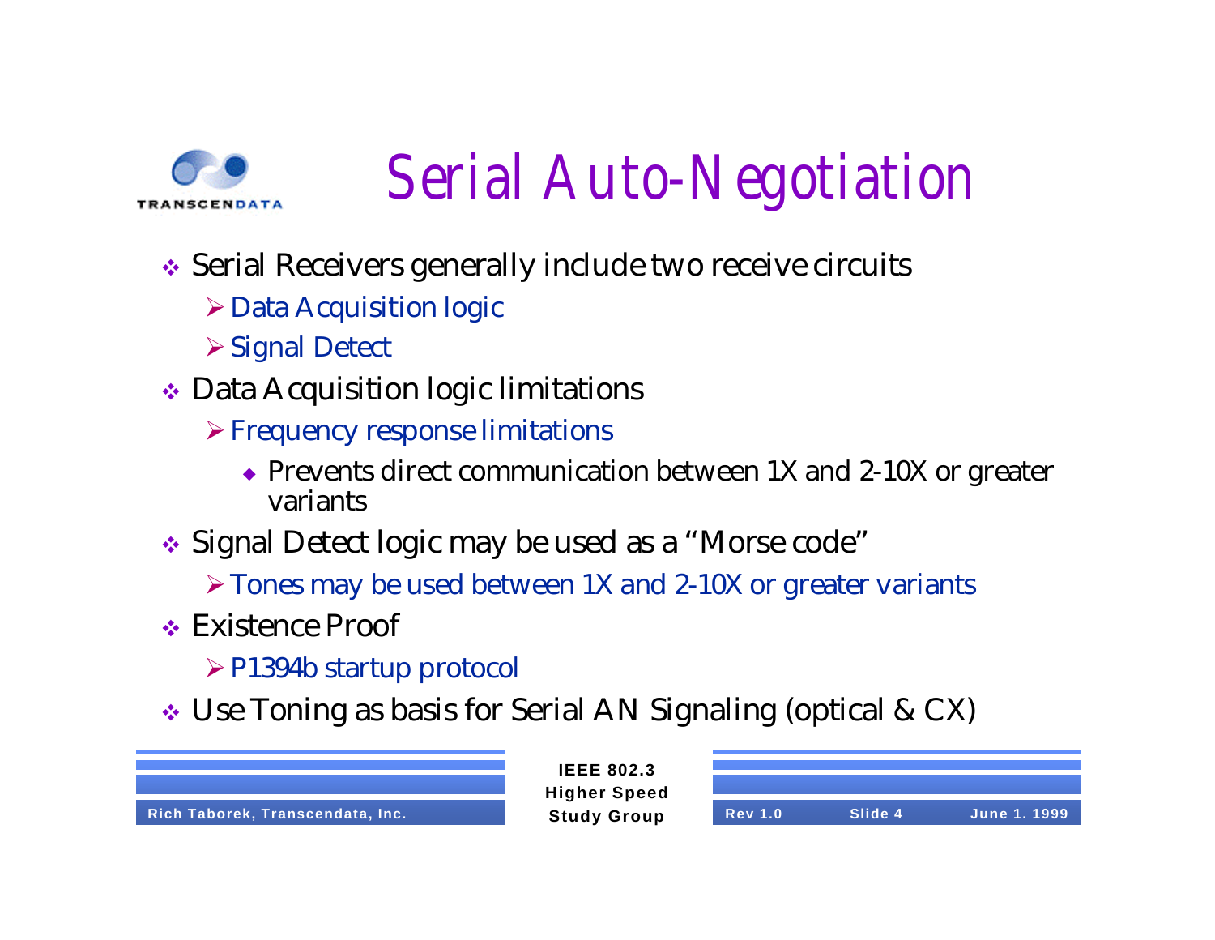# Serial Auto-Negotiation

- Serial Receivers generally include two receive circuits
  - Data Acquisition logic
  - Signal Detect
- Data Acquisition logic limitations
  - Frequency response limitations
    - Prevents direct communication between 1X and 2-10X or greater variants
- Signal Detect logic may be used as a "Morse code"
  - Tones may be used between 1X and 2-10X or greater variants
- Existence Proof
  - P1394b startup protocol
- Use Toning as basis for Serial AN Signaling (optical & CX)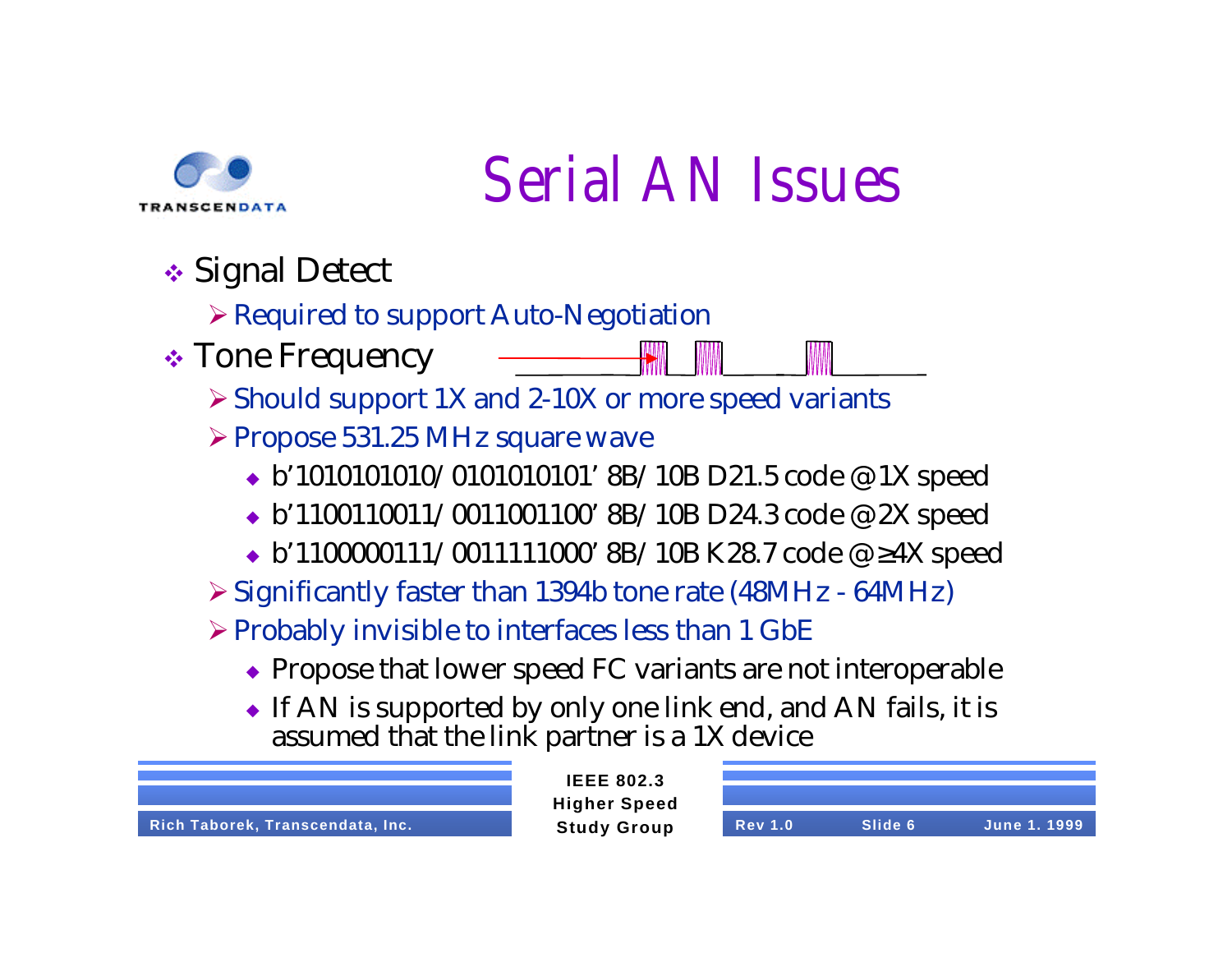# Serial AN Issues

- Signal Detect
  - Required to support Auto-Negotiation
- Tone Frequency
  - Should support 1X and 2-10X or more speed variants
  - Propose 531.25 MHz square wave
    - b'1010101010/0101010101' 8B/10B D21.5 code @ 1X speed
    - b'1100110011/0011001100' 8B/10B D24.3 code @ 2X speed
    - b'1100000111/0011111000' 8B/10B K28.7 code @ ≥4X speed
  - Significantly faster than 1394b tone rate (48MHz - 64MHz)
  - Probably invisible to interfaces less than 1 GbE
    - Propose that lower speed FC variants are not interoperable
    - If AN is supported by only one link end, and AN fails, it is assumed that the link partner is a 1X device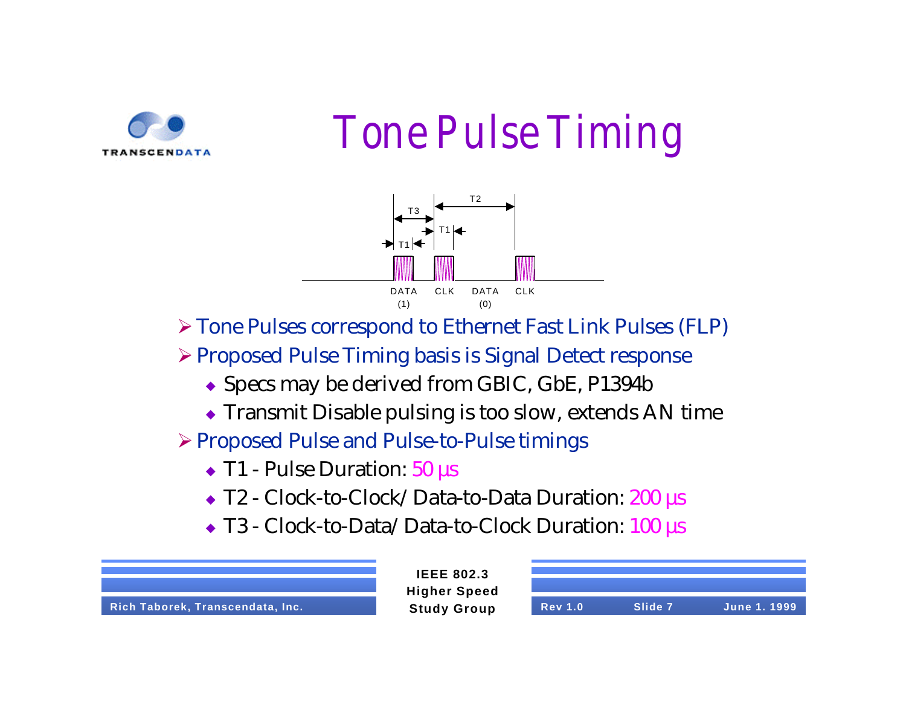# Tone Pulse Timing

- Tone Pulses correspond to Ethernet Fast Link Pulses (FLP)
- Proposed Pulse Timing basis is Signal Detect response
  - Specs may be derived from GBIC, GbE, P1394b
  - Transmit Disable pulsing is too slow, extends AN time
- Proposed Pulse and Pulse-to-Pulse timings
  - T1 - Pulse Duration: 50 µs
  - T2 - Clock-to-Clock/ Data-to-Data Duration: 200 µs
  - T3 - Clock-to-Data/ Data-to-Clock Duration: 100 µs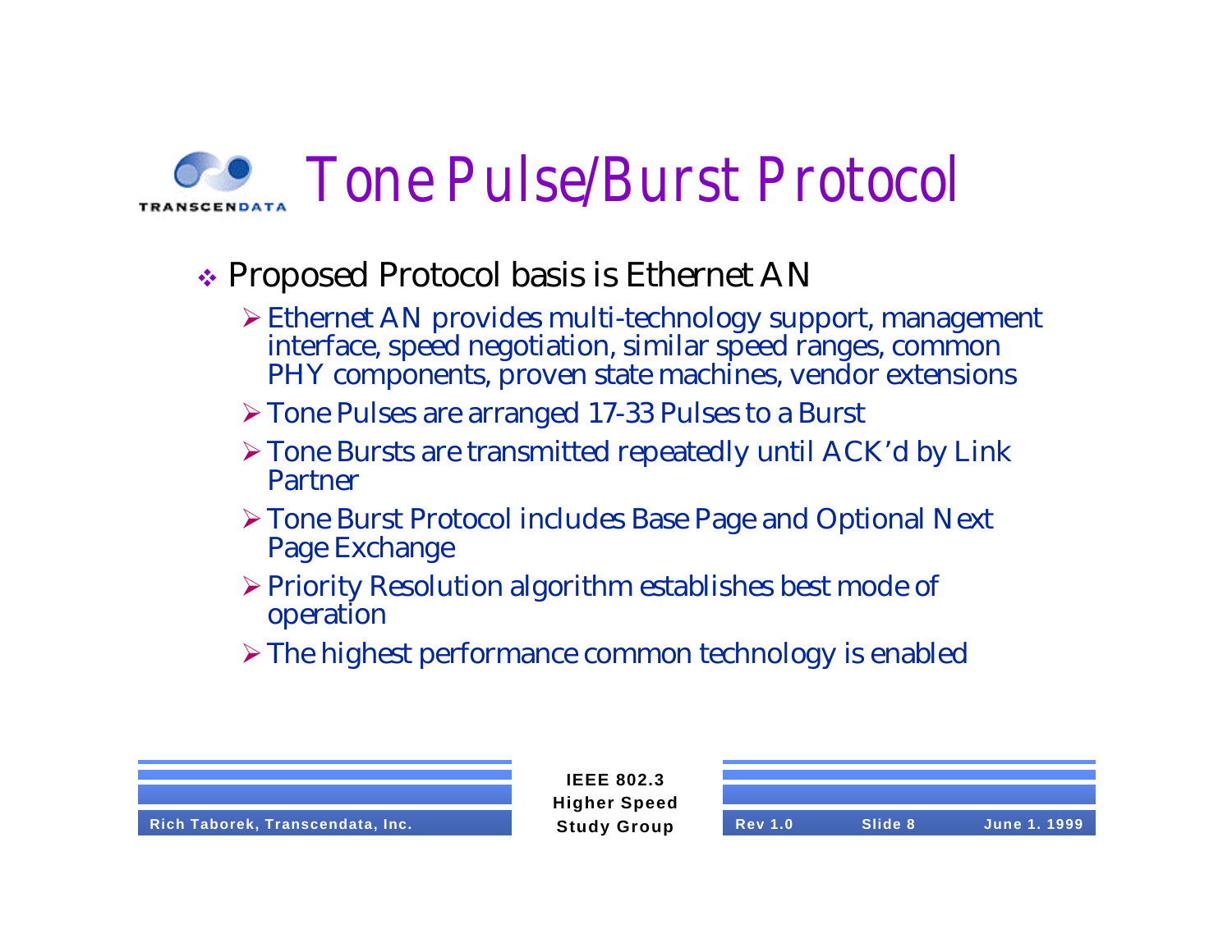# Tone Pulse/Burst Protocol

- Proposed Protocol basis is Ethernet AN
  - Ethernet AN provides multi-technology support, management interface, speed negotiation, similar speed ranges, common PHY components, proven state machines, vendor extensions
  - Tone Pulses are arranged 17-33 Pulses to a Burst
  - Tone Bursts are transmitted repeatedly until ACK'd by Link Partner
  - Tone Burst Protocol includes Base Page and Optional Next Page Exchange
  - Priority Resolution algorithm establishes best mode of operation
  - The highest performance common technology is enabled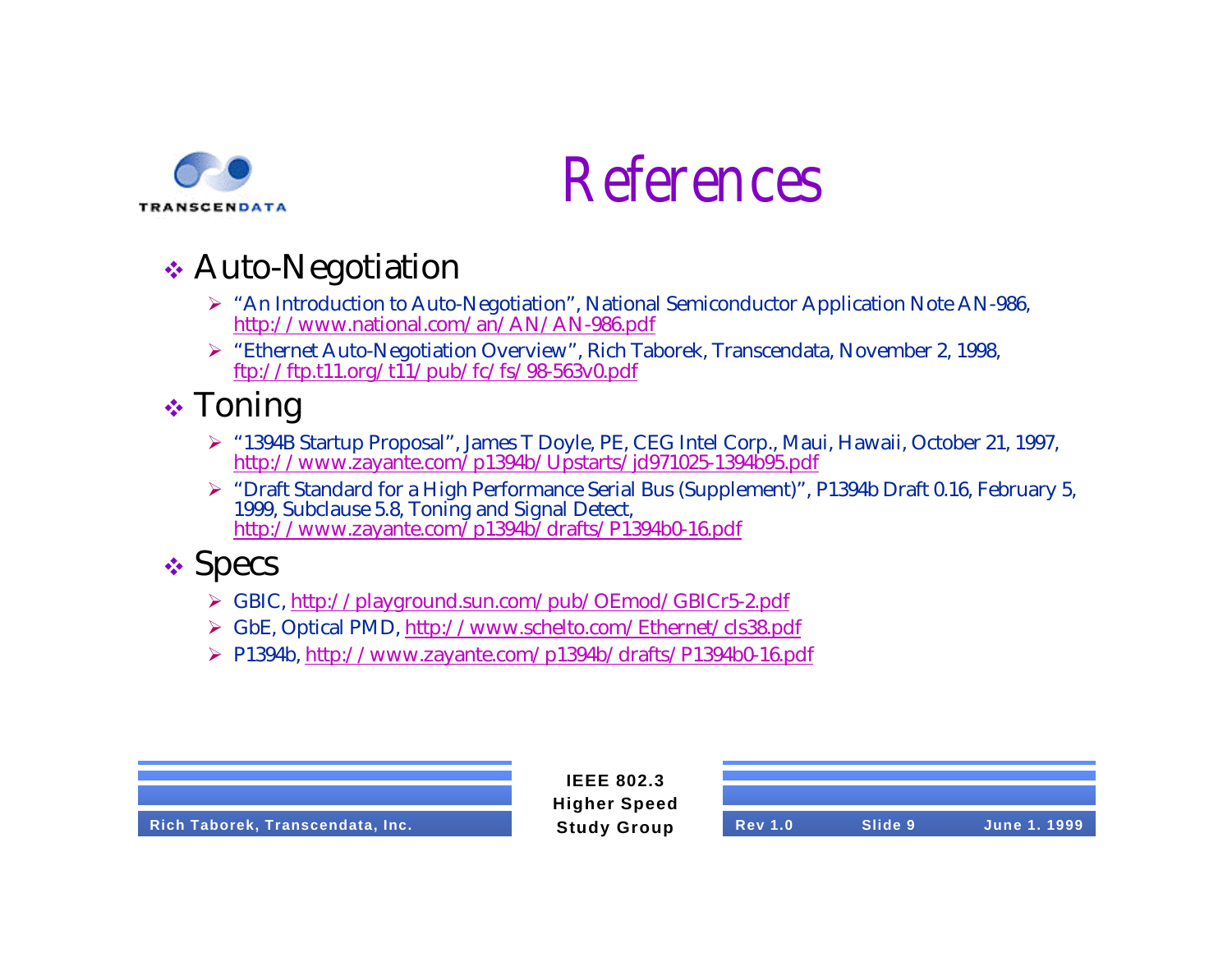# References

- Auto-Negotiation
  - "An Introduction to Auto-Negotiation", National Semiconductor Application Note AN-986, http://www.national.com/an/AN/AN-986.pdf
  - "Ethernet Auto-Negotiation Overview", Rich Taborek, Transcendata, November 2, 1998, ftp://ftp.t11.org/t11/pub/fc/fs/98-563v0.pdf
- Toning
  - "1394B Startup Proposal", James T Doyle, PE, CEG Intel Corp., Maui, Hawaii, October 21, 1997, http://www.zayante.com/p1394b/Upstarts/jd971025-1394b95.pdf
  - "Draft Standard for a High Performance Serial Bus (Supplement)", P1394b Draft 0.16, February 5, 1999, Subclause 5.8, Toning and Signal Detect, http://www.zayante.com/p1394b/drafts/P1394b0-16.pdf
- Specs
  - GBIC, http://playground.sun.com/pub/OEmod/GBICr5-2.pdf
  - GbE, Optical PMD, http://www.schelto.com/Ethernet/cls38.pdf
  - P1394b, http://www.zayante.com/p1394b/drafts/P1394b0-16.pdf